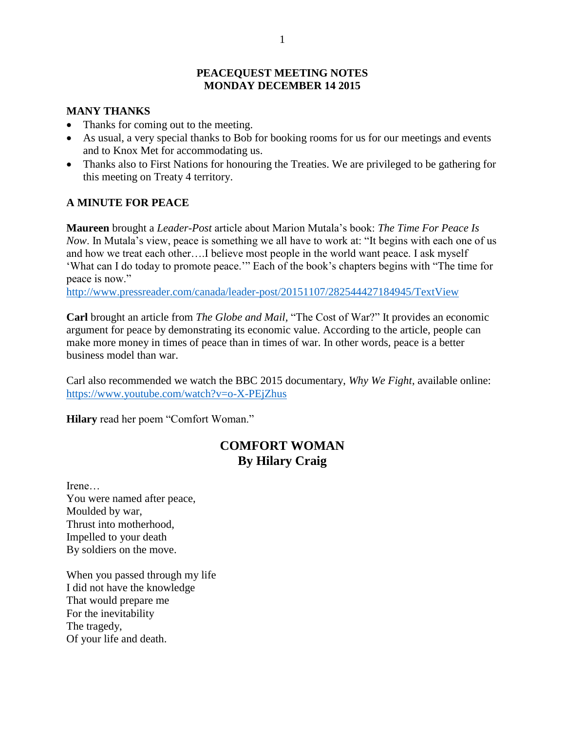# PEACEQUEST MEETING NOTES
# MONDAY DECEMBER 14 2015

## MANY THANKS

- Thanks for coming out to the meeting.
- As usual, a very special thanks to Bob for booking rooms for us for our meetings and events and to Knox Met for accommodating us.
- Thanks also to First Nations for honouring the Treaties. We are privileged to be gathering for this meeting on Treaty 4 territory.

## A MINUTE FOR PEACE

**Maureen** brought a *Leader-Post* article about Marion Mutala's book: *The Time For Peace Is Now*. In Mutala's view, peace is something we all have to work at: "It begins with each one of us and how we treat each other….I believe most people in the world want peace. I ask myself 'What can I do today to promote peace.'" Each of the book's chapters begins with "The time for peace is now."
http://www.pressreader.com/canada/leader-post/20151107/282544427184945/TextView

**Carl** brought an article from *The Globe and Mail*, "The Cost of War?" It provides an economic argument for peace by demonstrating its economic value. According to the article, people can make more money in times of peace than in times of war. In other words, peace is a better business model than war.

Carl also recommended we watch the BBC 2015 documentary, *Why We Fight*, available online: https://www.youtube.com/watch?v=o-X-PEjZhus

**Hilary** read her poem "Comfort Woman."

## COMFORT WOMAN
## By Hilary Craig

Irene…
You were named after peace,
Moulded by war,
Thrust into motherhood,
Impelled to your death
By soldiers on the move.

When you passed through my life
I did not have the knowledge
That would prepare me
For the inevitability
The tragedy,
Of your life and death.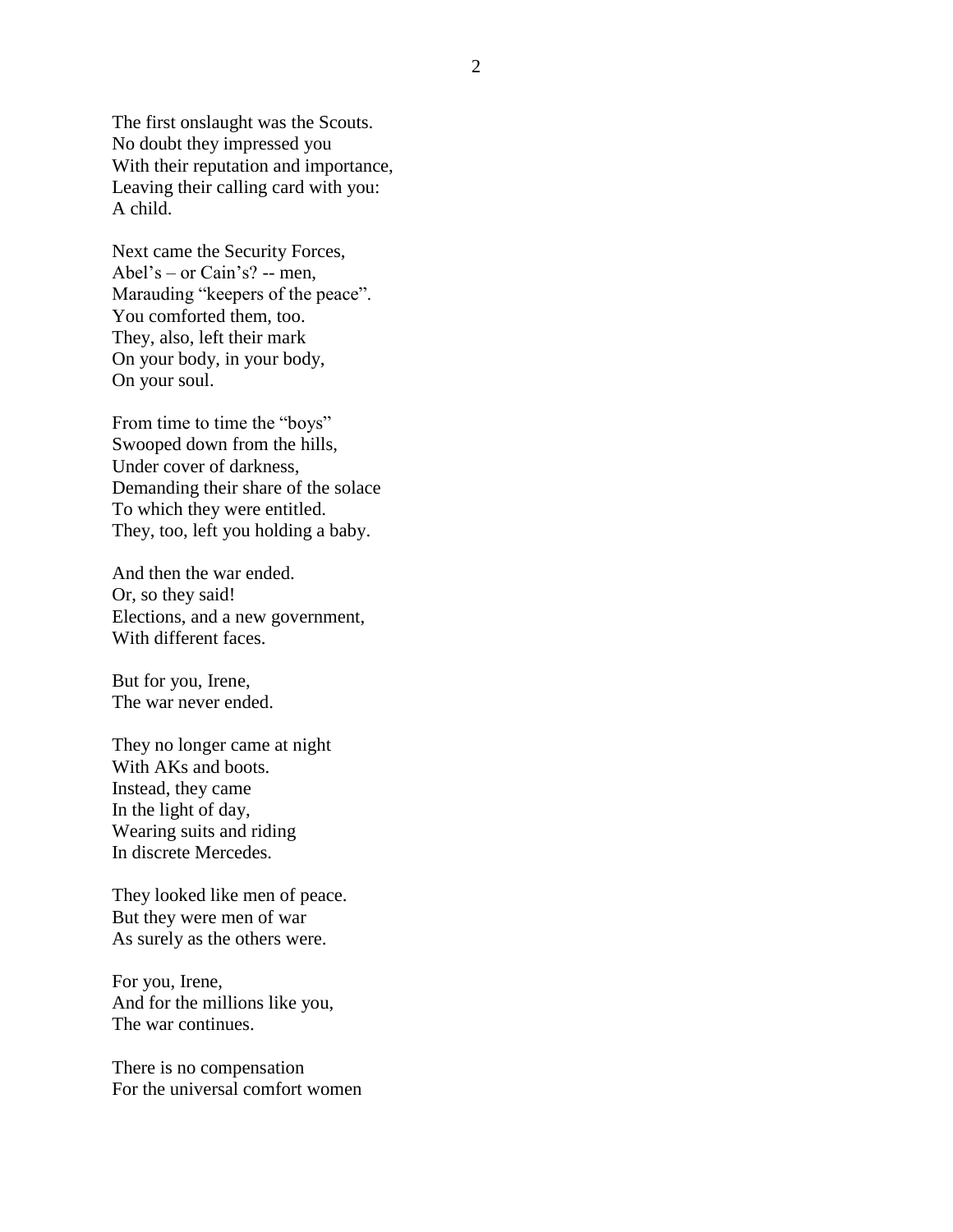The first onslaught was the Scouts.
No doubt they impressed you
With their reputation and importance,
Leaving their calling card with you:
A child.

Next came the Security Forces,
Abel's – or Cain's? -- men,
Marauding "keepers of the peace".
You comforted them, too.
They, also, left their mark
On your body, in your body,
On your soul.

From time to time the "boys"
Swooped down from the hills,
Under cover of darkness,
Demanding their share of the solace
To which they were entitled.
They, too, left you holding a baby.

And then the war ended.
Or, so they said!
Elections, and a new government,
With different faces.

But for you, Irene,
The war never ended.

They no longer came at night
With AKs and boots.
Instead, they came
In the light of day,
Wearing suits and riding
In discrete Mercedes.

They looked like men of peace.
But they were men of war
As surely as the others were.

For you, Irene,
And for the millions like you,
The war continues.

There is no compensation
For the universal comfort women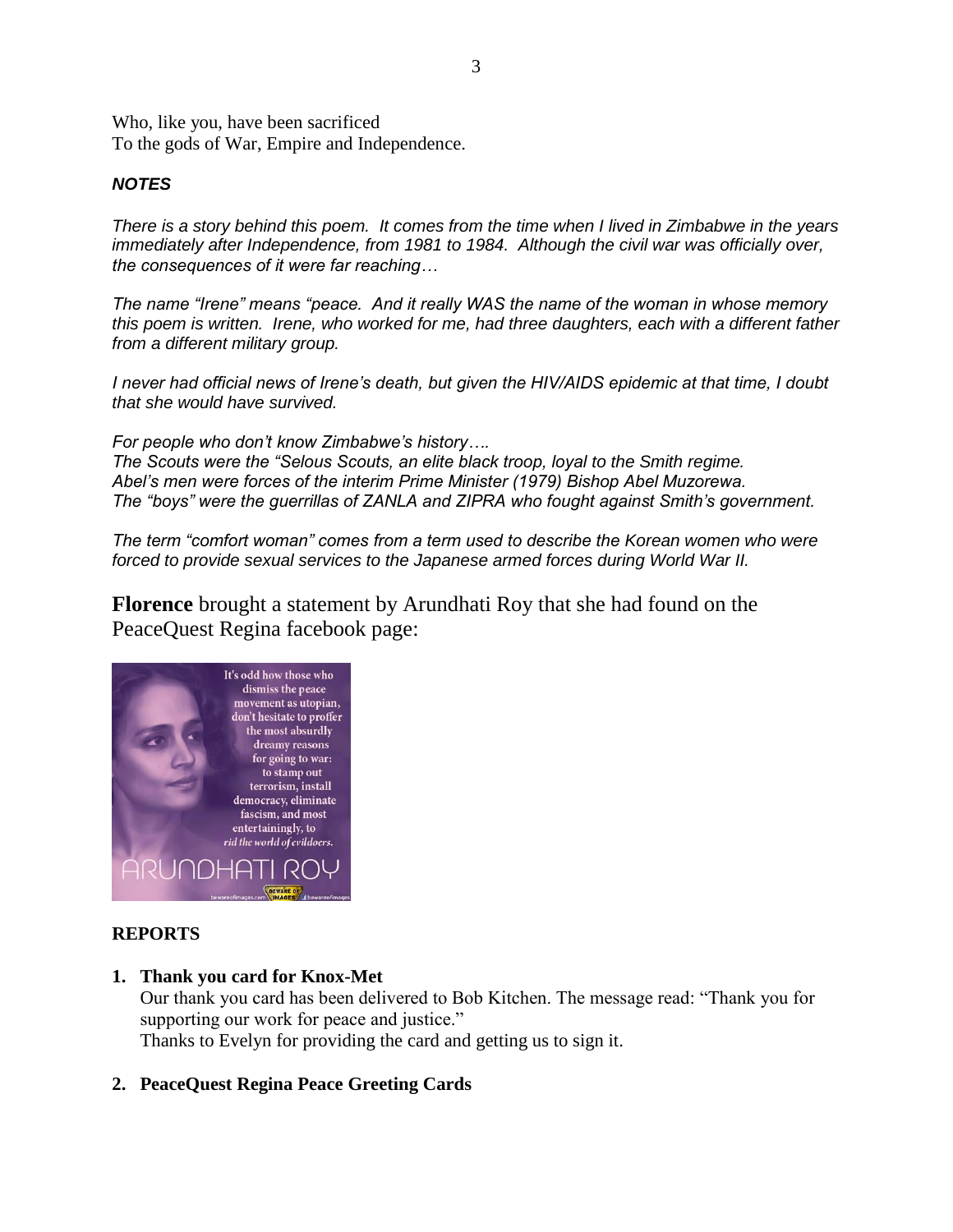Who, like you, have been sacrificed
To the gods of War, Empire and Independence.

***NOTES***

*There is a story behind this poem. It comes from the time when I lived in Zimbabwe in the years immediately after Independence, from 1981 to 1984. Although the civil war was officially over, the consequences of it were far reaching…*

*The name "Irene" means "peace. And it really WAS the name of the woman in whose memory this poem is written. Irene, who worked for me, had three daughters, each with a different father from a different military group.*

*I never had official news of Irene's death, but given the HIV/AIDS epidemic at that time, I doubt that she would have survived.*

*For people who don't know Zimbabwe's history….*
*The Scouts were the "Selous Scouts, an elite black troop, loyal to the Smith regime.*
*Abel's men were forces of the interim Prime Minister (1979) Bishop Abel Muzorewa.*
*The "boys" were the guerrillas of ZANLA and ZIPRA who fought against Smith's government.*

*The term "comfort woman" comes from a term used to describe the Korean women who were forced to provide sexual services to the Japanese armed forces during World War II.*

**Florence** brought a statement by Arundhati Roy that she had found on the PeaceQuest Regina facebook page:

It's odd how those who dismiss the peace movement as utopian, don't hesitate to proffer the most absurdly dreamy reasons for going to war: to stamp out terrorism, install democracy, eliminate fascism, and most entertainingly, to rid the world of evildoers.

ARUNDHATI ROY

## REPORTS

1. **Thank you card for Knox-Met**
   Our thank you card has been delivered to Bob Kitchen. The message read: "Thank you for supporting our work for peace and justice."
   Thanks to Evelyn for providing the card and getting us to sign it.

2. **PeaceQuest Regina Peace Greeting Cards**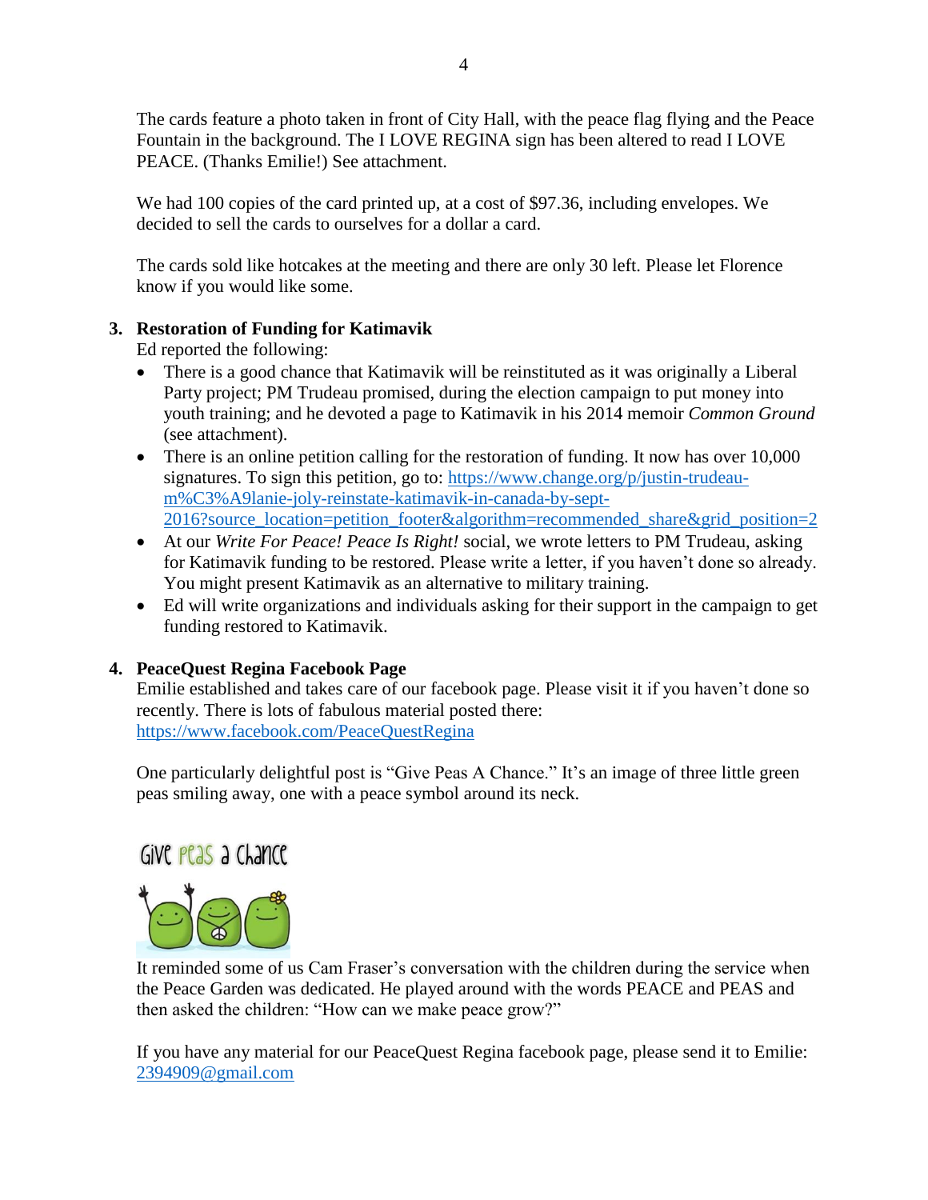The cards feature a photo taken in front of City Hall, with the peace flag flying and the Peace Fountain in the background. The I LOVE REGINA sign has been altered to read I LOVE PEACE. (Thanks Emilie!) See attachment.

We had 100 copies of the card printed up, at a cost of $97.36, including envelopes. We decided to sell the cards to ourselves for a dollar a card.

The cards sold like hotcakes at the meeting and there are only 30 left. Please let Florence know if you would like some.

**3. Restoration of Funding for Katimavik**

Ed reported the following:

- There is a good chance that Katimavik will be reinstituted as it was originally a Liberal Party project; PM Trudeau promised, during the election campaign to put money into youth training; and he devoted a page to Katimavik in his 2014 memoir *Common Ground* (see attachment).
- There is an online petition calling for the restoration of funding. It now has over 10,000 signatures. To sign this petition, go to: https://www.change.org/p/justin-trudeau-m%C3%A9lanie-joly-reinstate-katimavik-in-canada-by-sept-2016?source_location=petition_footer&algorithm=recommended_share&grid_position=2
- At our *Write For Peace! Peace Is Right!* social, we wrote letters to PM Trudeau, asking for Katimavik funding to be restored. Please write a letter, if you haven't done so already. You might present Katimavik as an alternative to military training.
- Ed will write organizations and individuals asking for their support in the campaign to get funding restored to Katimavik.

**4. PeaceQuest Regina Facebook Page**

Emilie established and takes care of our facebook page. Please visit it if you haven't done so recently. There is lots of fabulous material posted there: https://www.facebook.com/PeaceQuestRegina

One particularly delightful post is "Give Peas A Chance." It's an image of three little green peas smiling away, one with a peace symbol around its neck.

Give Peas a Chance

It reminded some of us Cam Fraser's conversation with the children during the service when the Peace Garden was dedicated. He played around with the words PEACE and PEAS and then asked the children: "How can we make peace grow?"

If you have any material for our PeaceQuest Regina facebook page, please send it to Emilie: 2394909@gmail.com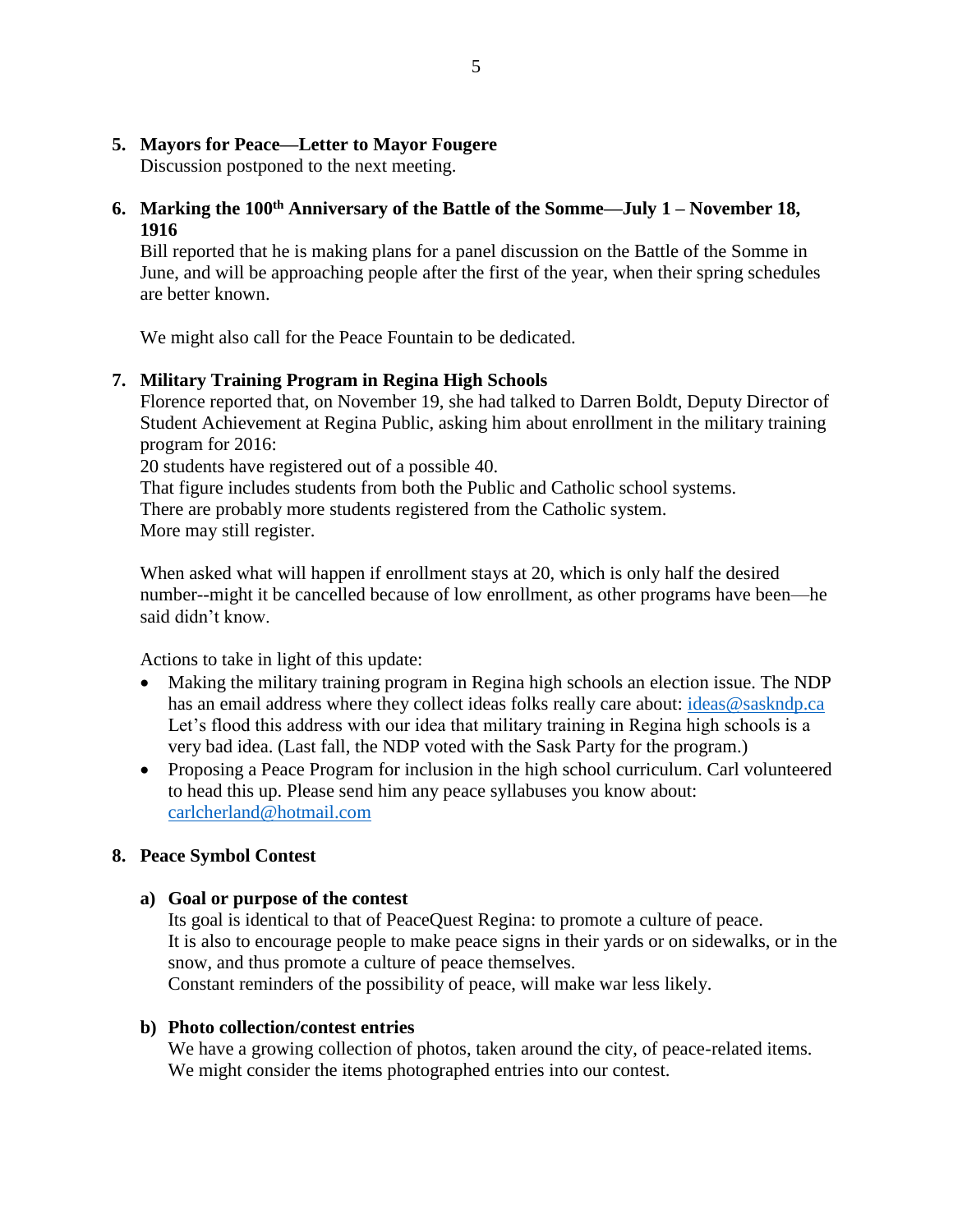5. **Mayors for Peace—Letter to Mayor Fougere**
   Discussion postponed to the next meeting.

6. **Marking the 100th Anniversary of the Battle of the Somme—July 1 – November 18, 1916**
   Bill reported that he is making plans for a panel discussion on the Battle of the Somme in June, and will be approaching people after the first of the year, when their spring schedules are better known.

   We might also call for the Peace Fountain to be dedicated.

7. **Military Training Program in Regina High Schools**
   Florence reported that, on November 19, she had talked to Darren Boldt, Deputy Director of Student Achievement at Regina Public, asking him about enrollment in the military training program for 2016:
   20 students have registered out of a possible 40.
   That figure includes students from both the Public and Catholic school systems.
   There are probably more students registered from the Catholic system.
   More may still register.

   When asked what will happen if enrollment stays at 20, which is only half the desired number--might it be cancelled because of low enrollment, as other programs have been—he said didn't know.

   Actions to take in light of this update:

   - Making the military training program in Regina high schools an election issue. The NDP has an email address where they collect ideas folks really care about: ideas@saskndp.ca Let's flood this address with our idea that military training in Regina high schools is a very bad idea. (Last fall, the NDP voted with the Sask Party for the program.)
   - Proposing a Peace Program for inclusion in the high school curriculum. Carl volunteered to head this up. Please send him any peace syllabuses you know about: carlcherland@hotmail.com

8. **Peace Symbol Contest**

   a) **Goal or purpose of the contest**
   Its goal is identical to that of PeaceQuest Regina: to promote a culture of peace.
   It is also to encourage people to make peace signs in their yards or on sidewalks, or in the snow, and thus promote a culture of peace themselves.
   Constant reminders of the possibility of peace, will make war less likely.

   b) **Photo collection/contest entries**
   We have a growing collection of photos, taken around the city, of peace-related items.
   We might consider the items photographed entries into our contest.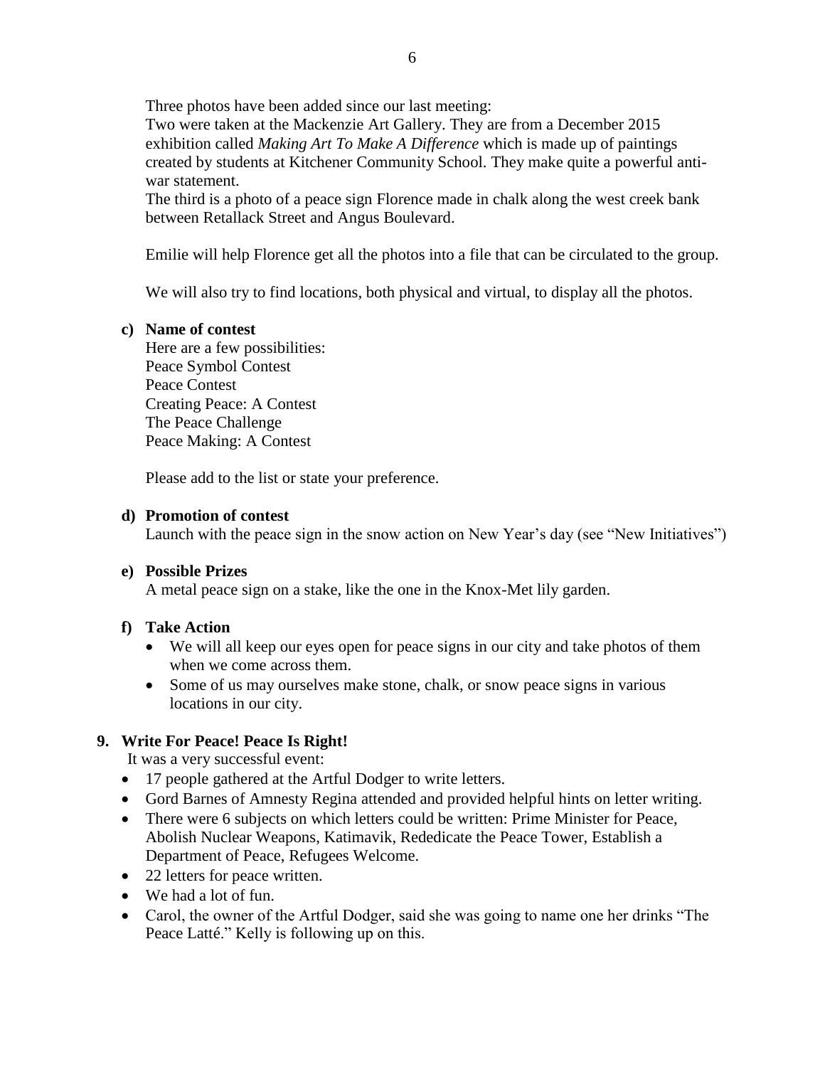Three photos have been added since our last meeting:
Two were taken at the Mackenzie Art Gallery. They are from a December 2015 exhibition called *Making Art To Make A Difference* which is made up of paintings created by students at Kitchener Community School. They make quite a powerful anti-war statement.
The third is a photo of a peace sign Florence made in chalk along the west creek bank between Retallack Street and Angus Boulevard.

Emilie will help Florence get all the photos into a file that can be circulated to the group.

We will also try to find locations, both physical and virtual, to display all the photos.

**c) Name of contest**

Here are a few possibilities:
Peace Symbol Contest
Peace Contest
Creating Peace: A Contest
The Peace Challenge
Peace Making: A Contest

Please add to the list or state your preference.

**d) Promotion of contest**

Launch with the peace sign in the snow action on New Year's day (see "New Initiatives")

**e) Possible Prizes**

A metal peace sign on a stake, like the one in the Knox-Met lily garden.

**f) Take Action**

- We will all keep our eyes open for peace signs in our city and take photos of them when we come across them.
- Some of us may ourselves make stone, chalk, or snow peace signs in various locations in our city.

**9. Write For Peace! Peace Is Right!**

It was a very successful event:

- 17 people gathered at the Artful Dodger to write letters.
- Gord Barnes of Amnesty Regina attended and provided helpful hints on letter writing.
- There were 6 subjects on which letters could be written: Prime Minister for Peace, Abolish Nuclear Weapons, Katimavik, Rededicate the Peace Tower, Establish a Department of Peace, Refugees Welcome.
- 22 letters for peace written.
- We had a lot of fun.
- Carol, the owner of the Artful Dodger, said she was going to name one her drinks "The Peace Latté." Kelly is following up on this.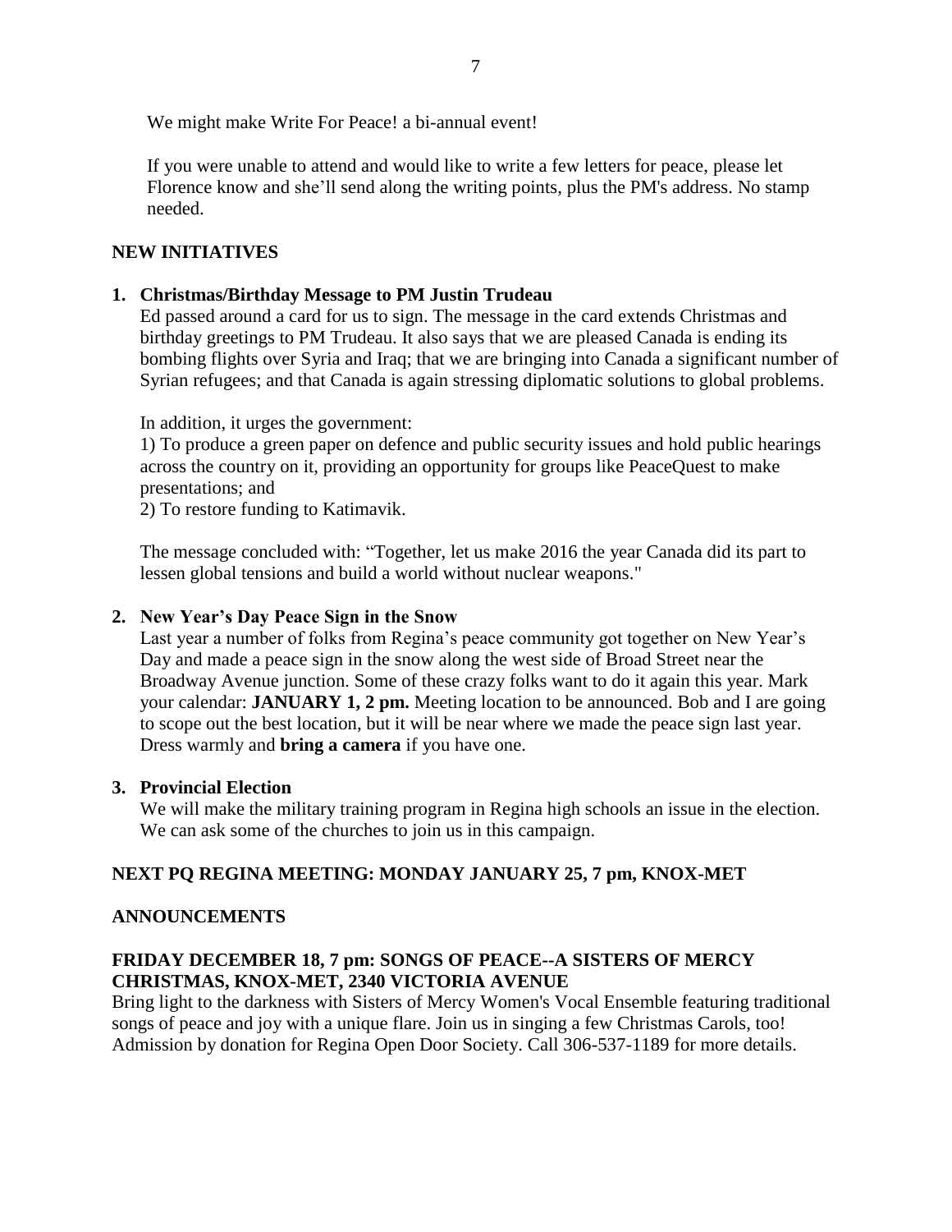We might make Write For Peace! a bi-annual event!

If you were unable to attend and would like to write a few letters for peace, please let Florence know and she'll send along the writing points, plus the PM's address. No stamp needed.

## NEW INITIATIVES

### 1. Christmas/Birthday Message to PM Justin Trudeau

Ed passed around a card for us to sign. The message in the card extends Christmas and birthday greetings to PM Trudeau. It also says that we are pleased Canada is ending its bombing flights over Syria and Iraq; that we are bringing into Canada a significant number of Syrian refugees; and that Canada is again stressing diplomatic solutions to global problems.

In addition, it urges the government:

1) To produce a green paper on defence and public security issues and hold public hearings across the country on it, providing an opportunity for groups like PeaceQuest to make presentations; and

2) To restore funding to Katimavik.

The message concluded with: "Together, let us make 2016 the year Canada did its part to lessen global tensions and build a world without nuclear weapons."

### 2. New Year's Day Peace Sign in the Snow

Last year a number of folks from Regina's peace community got together on New Year's Day and made a peace sign in the snow along the west side of Broad Street near the Broadway Avenue junction. Some of these crazy folks want to do it again this year. Mark your calendar: **JANUARY 1, 2 pm.** Meeting location to be announced. Bob and I are going to scope out the best location, but it will be near where we made the peace sign last year. Dress warmly and **bring a camera** if you have one.

### 3. Provincial Election

We will make the military training program in Regina high schools an issue in the election. We can ask some of the churches to join us in this campaign.

## NEXT PQ REGINA MEETING: MONDAY JANUARY 25, 7 pm, KNOX-MET

## ANNOUNCEMENTS

### FRIDAY DECEMBER 18, 7 pm: SONGS OF PEACE--A SISTERS OF MERCY CHRISTMAS, KNOX-MET, 2340 VICTORIA AVENUE

Bring light to the darkness with Sisters of Mercy Women's Vocal Ensemble featuring traditional songs of peace and joy with a unique flare. Join us in singing a few Christmas Carols, too! Admission by donation for Regina Open Door Society. Call 306-537-1189 for more details.